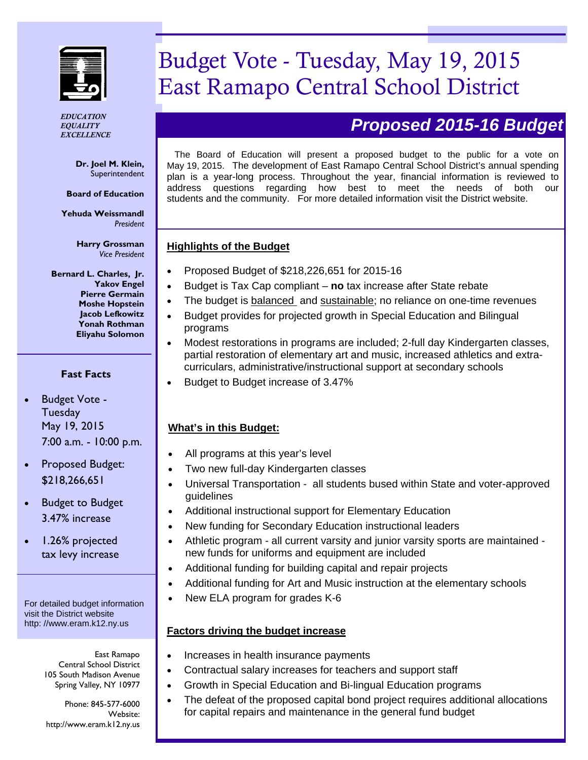# Budget Vote - Tuesday, May 19, 2015
# East Ramapo Central School District

*EDUCATION*
*EQUALITY*
*EXCELLENCE*

**Dr. Joel M. Klein,**
Superintendent

**Board of Education**

**Yehuda Weissmandl**
*President*

**Harry Grossman**
*Vice President*

**Bernard L. Charles, Jr.**
**Yakov Engel**
**Pierre Germain**
**Moshe Hopstein**
**Jacob Lefkowitz**
**Yonah Rothman**
**Eliyahu Solomon**

### Fast Facts

- Budget Vote - Tuesday May 19, 2015 7:00 a.m. - 10:00 p.m.
- Proposed Budget: $218,266,651
- Budget to Budget 3.47% increase
- 1.26% projected tax levy increase

For detailed budget information visit the District website http: //www.eram.k12.ny.us

East Ramapo
Central School District
105 South Madison Avenue
Spring Valley, NY 10977

Phone: 845-577-6000
Website:
http://www.eram.k12.ny.us

## *Proposed 2015-16 Budget*

The Board of Education will present a proposed budget to the public for a vote on May 19, 2015. The development of East Ramapo Central School District's annual spending plan is a year-long process. Throughout the year, financial information is reviewed to address questions regarding how best to meet the needs of both our students and the community. For more detailed information visit the District website.

### Highlights of the Budget

- Proposed Budget of $218,226,651 for 2015-16
- Budget is Tax Cap compliant – **no** tax increase after State rebate
- The budget is balanced and sustainable; no reliance on one-time revenues
- Budget provides for projected growth in Special Education and Bilingual programs
- Modest restorations in programs are included; 2-full day Kindergarten classes, partial restoration of elementary art and music, increased athletics and extra-curriculars, administrative/instructional support at secondary schools
- Budget to Budget increase of 3.47%

### What's in this Budget:

- All programs at this year's level
- Two new full-day Kindergarten classes
- Universal Transportation - all students bused within State and voter-approved guidelines
- Additional instructional support for Elementary Education
- New funding for Secondary Education instructional leaders
- Athletic program - all current varsity and junior varsity sports are maintained - new funds for uniforms and equipment are included
- Additional funding for building capital and repair projects
- Additional funding for Art and Music instruction at the elementary schools
- New ELA program for grades K-6

### Factors driving the budget increase

- Increases in health insurance payments
- Contractual salary increases for teachers and support staff
- Growth in Special Education and Bi-lingual Education programs
- The defeat of the proposed capital bond project requires additional allocations for capital repairs and maintenance in the general fund budget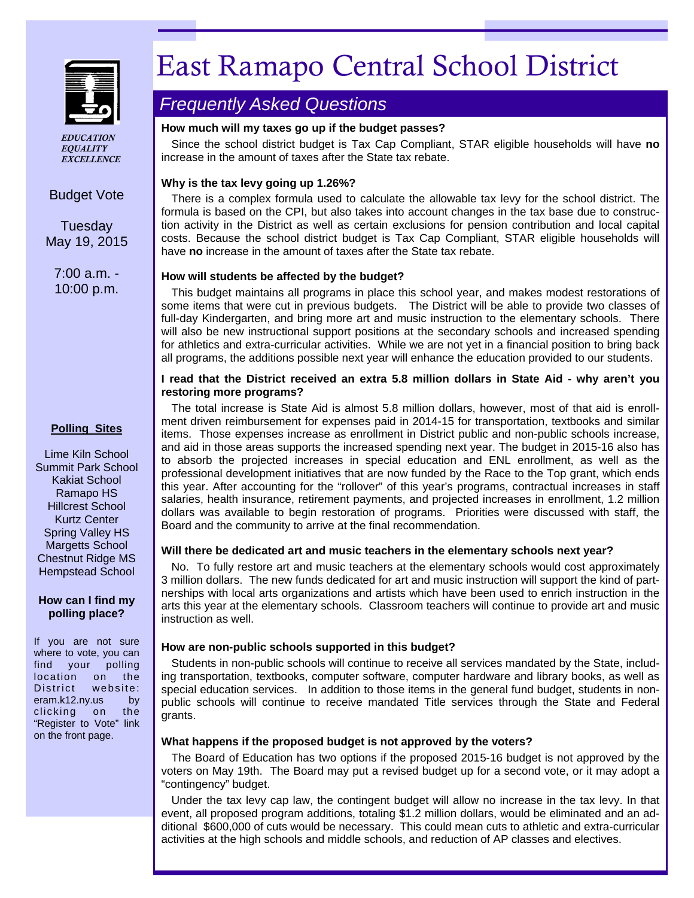*EDUCATION*
*EQUALITY*
*EXCELLENCE*

Budget Vote

Tuesday
May 19, 2015

7:00 a.m. -
10:00 p.m.

**Polling Sites**

Lime Kiln School
Summit Park School
Kakiat School
Ramapo HS
Hillcrest School
Kurtz Center
Spring Valley HS
Margetts School
Chestnut Ridge MS
Hempstead School

**How can I find my polling place?**

If you are not sure where to vote, you can find your polling location on the District website: eram.k12.ny.us by clicking on the "Register to Vote" link on the front page.

# East Ramapo Central School District

## *Frequently Asked Questions*

**How much will my taxes go up if the budget passes?**

Since the school district budget is Tax Cap Compliant, STAR eligible households will have **no** increase in the amount of taxes after the State tax rebate.

**Why is the tax levy going up 1.26%?**

There is a complex formula used to calculate the allowable tax levy for the school district. The formula is based on the CPI, but also takes into account changes in the tax base due to construction activity in the District as well as certain exclusions for pension contribution and local capital costs. Because the school district budget is Tax Cap Compliant, STAR eligible households will have **no** increase in the amount of taxes after the State tax rebate.

**How will students be affected by the budget?**

This budget maintains all programs in place this school year, and makes modest restorations of some items that were cut in previous budgets. The District will be able to provide two classes of full-day Kindergarten, and bring more art and music instruction to the elementary schools. There will also be new instructional support positions at the secondary schools and increased spending for athletics and extra-curricular activities. While we are not yet in a financial position to bring back all programs, the additions possible next year will enhance the education provided to our students.

**I read that the District received an extra 5.8 million dollars in State Aid - why aren't you restoring more programs?**

The total increase is State Aid is almost 5.8 million dollars, however, most of that aid is enrollment driven reimbursement for expenses paid in 2014-15 for transportation, textbooks and similar items. Those expenses increase as enrollment in District public and non-public schools increase, and aid in those areas supports the increased spending next year. The budget in 2015-16 also has to absorb the projected increases in special education and ENL enrollment, as well as the professional development initiatives that are now funded by the Race to the Top grant, which ends this year. After accounting for the "rollover" of this year's programs, contractual increases in staff salaries, health insurance, retirement payments, and projected increases in enrollment, 1.2 million dollars was available to begin restoration of programs. Priorities were discussed with staff, the Board and the community to arrive at the final recommendation.

**Will there be dedicated art and music teachers in the elementary schools next year?**

No. To fully restore art and music teachers at the elementary schools would cost approximately 3 million dollars. The new funds dedicated for art and music instruction will support the kind of partnerships with local arts organizations and artists which have been used to enrich instruction in the arts this year at the elementary schools. Classroom teachers will continue to provide art and music instruction as well.

**How are non-public schools supported in this budget?**

Students in non-public schools will continue to receive all services mandated by the State, including transportation, textbooks, computer software, computer hardware and library books, as well as special education services. In addition to those items in the general fund budget, students in non-public schools will continue to receive mandated Title services through the State and Federal grants.

**What happens if the proposed budget is not approved by the voters?**

The Board of Education has two options if the proposed 2015-16 budget is not approved by the voters on May 19th. The Board may put a revised budget up for a second vote, or it may adopt a "contingency" budget.

Under the tax levy cap law, the contingent budget will allow no increase in the tax levy. In that event, all proposed program additions, totaling $1.2 million dollars, would be eliminated and an additional $600,000 of cuts would be necessary. This could mean cuts to athletic and extra-curricular activities at the high schools and middle schools, and reduction of AP classes and electives.